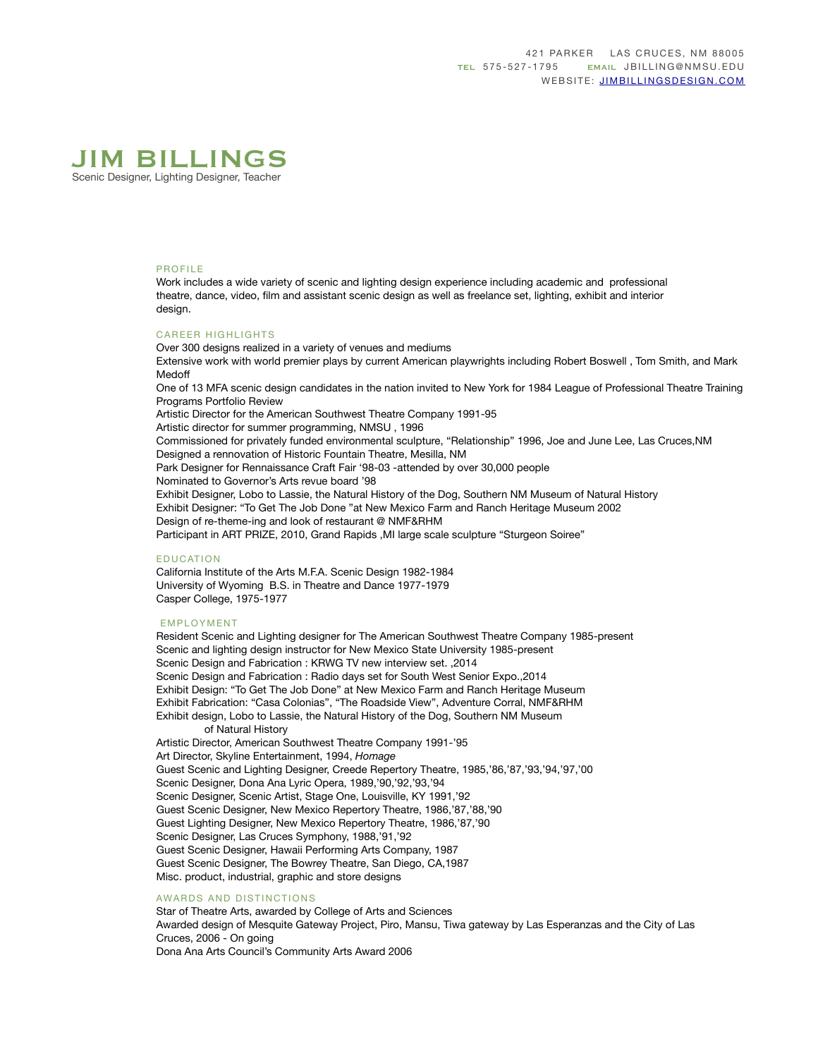421 PARKER LAS CRUCES, NM 88005
TEL 575-527-1795 EMAIL JBILLING@NMSU.EDU
WEBSITE: [JIMBILLINGSDESIGN.COM](http://JIMBILLINGSDESIGN.COM)

# JIM BILLINGS

Scenic Designer, Lighting Designer, Teacher

## PROFILE

Work includes a wide variety of scenic and lighting design experience including academic and professional theatre, dance, video, film and assistant scenic design as well as freelance set, lighting, exhibit and interior design.

## CAREER HIGHLIGHTS

Over 300 designs realized in a variety of venues and mediums
Extensive work with world premier plays by current American playwrights including Robert Boswell , Tom Smith, and Mark Medoff
One of 13 MFA scenic design candidates in the nation invited to New York for 1984 League of Professional Theatre Training Programs Portfolio Review
Artistic Director for the American Southwest Theatre Company 1991-95
Artistic director for summer programming, NMSU , 1996
Commissioned for privately funded environmental sculpture, "Relationship" 1996, Joe and June Lee, Las Cruces,NM
Designed a rennovation of Historic Fountain Theatre, Mesilla, NM
Park Designer for Rennaissance Craft Fair '98-03 -attended by over 30,000 people
Nominated to Governor's Arts revue board '98
Exhibit Designer, Lobo to Lassie, the Natural History of the Dog, Southern NM Museum of Natural History
Exhibit Designer: "To Get The Job Done "at New Mexico Farm and Ranch Heritage Museum 2002
Design of re-theme-ing and look of restaurant @ NMF&RHM
Participant in ART PRIZE, 2010, Grand Rapids ,MI large scale sculpture "Sturgeon Soiree"

## EDUCATION

California Institute of the Arts M.F.A. Scenic Design 1982-1984
University of Wyoming B.S. in Theatre and Dance 1977-1979
Casper College, 1975-1977

## EMPLOYMENT

Resident Scenic and Lighting designer for The American Southwest Theatre Company 1985-present
Scenic and lighting design instructor for New Mexico State University 1985-present
Scenic Design and Fabrication : KRWG TV new interview set. ,2014
Scenic Design and Fabrication : Radio days set for South West Senior Expo.,2014
Exhibit Design: "To Get The Job Done" at New Mexico Farm and Ranch Heritage Museum
Exhibit Fabrication: "Casa Colonias", "The Roadside View", Adventure Corral, NMF&RHM
Exhibit design, Lobo to Lassie, the Natural History of the Dog, Southern NM Museum of Natural History
Artistic Director, American Southwest Theatre Company 1991-'95
Art Director, Skyline Entertainment, 1994, *Homage*
Guest Scenic and Lighting Designer, Creede Repertory Theatre, 1985,'86,'87,'93,'94,'97,'00
Scenic Designer, Dona Ana Lyric Opera, 1989,'90,'92,'93,'94
Scenic Designer, Scenic Artist, Stage One, Louisville, KY 1991,'92
Guest Scenic Designer, New Mexico Repertory Theatre, 1986,'87,'88,'90
Guest Lighting Designer, New Mexico Repertory Theatre, 1986,'87,'90
Scenic Designer, Las Cruces Symphony, 1988,'91,'92
Guest Scenic Designer, Hawaii Performing Arts Company, 1987
Guest Scenic Designer, The Bowrey Theatre, San Diego, CA,1987
Misc. product, industrial, graphic and store designs

## AWARDS AND DISTINCTIONS

Star of Theatre Arts, awarded by College of Arts and Sciences
Awarded design of Mesquite Gateway Project, Piro, Mansu, Tiwa gateway by Las Esperanzas and the City of Las Cruces, 2006 - On going
Dona Ana Arts Council's Community Arts Award 2006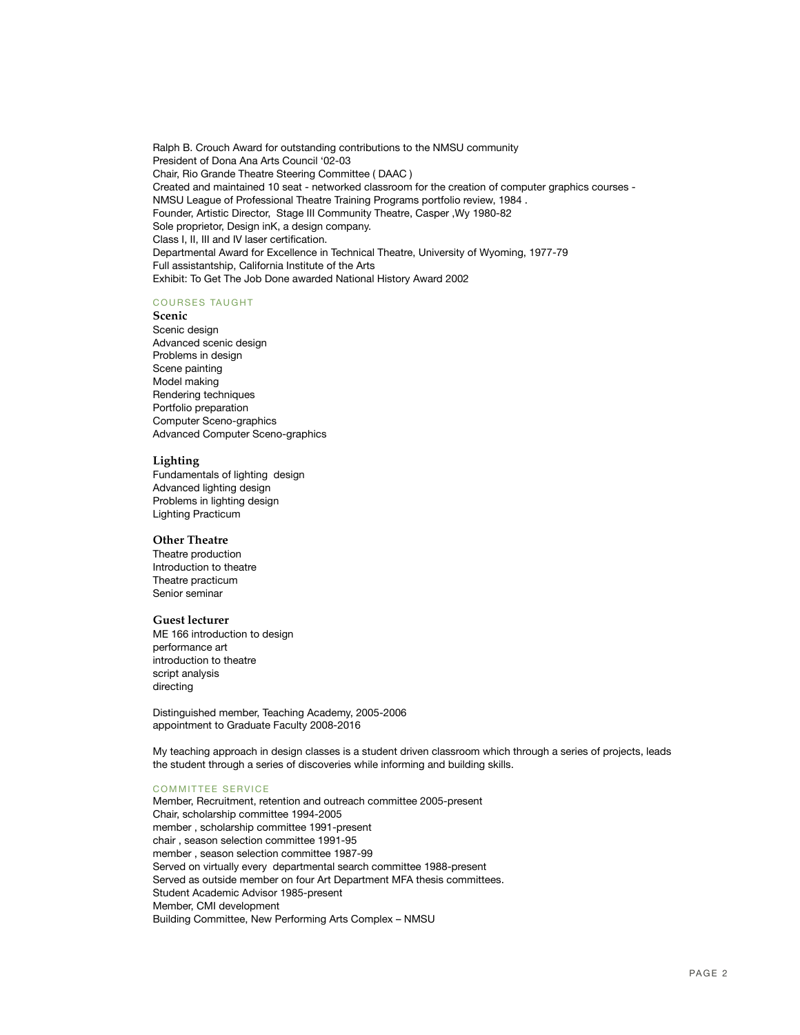Ralph B. Crouch Award for outstanding contributions to the NMSU community
President of Dona Ana Arts Council '02-03
Chair, Rio Grande Theatre Steering Committee ( DAAC )
Created and maintained 10 seat - networked classroom for the creation of computer graphics courses - NMSU League of Professional Theatre Training Programs portfolio review, 1984 .
Founder, Artistic Director, Stage III Community Theatre, Casper ,Wy 1980-82
Sole proprietor, Design inK, a design company.
Class I, II, III and IV laser certification.
Departmental Award for Excellence in Technical Theatre, University of Wyoming, 1977-79
Full assistantship, California Institute of the Arts
Exhibit: To Get The Job Done awarded National History Award 2002

## COURSES TAUGHT

### Scenic

Scenic design
Advanced scenic design
Problems in design
Scene painting
Model making
Rendering techniques
Portfolio preparation
Computer Sceno-graphics
Advanced Computer Sceno-graphics

### Lighting

Fundamentals of lighting design
Advanced lighting design
Problems in lighting design
Lighting Practicum

### Other Theatre

Theatre production
Introduction to theatre
Theatre practicum
Senior seminar

### Guest lecturer

ME 166 introduction to design
performance art
introduction to theatre
script analysis
directing

Distinguished member, Teaching Academy, 2005-2006
appointment to Graduate Faculty 2008-2016

My teaching approach in design classes is a student driven classroom which through a series of projects, leads the student through a series of discoveries while informing and building skills.

## COMMITTEE SERVICE

Member, Recruitment, retention and outreach committee 2005-present
Chair, scholarship committee 1994-2005
member , scholarship committee 1991-present
chair , season selection committee 1991-95
member , season selection committee 1987-99
Served on virtually every departmental search committee 1988-present
Served as outside member on four Art Department MFA thesis committees.
Student Academic Advisor 1985-present
Member, CMI development
Building Committee, New Performing Arts Complex – NMSU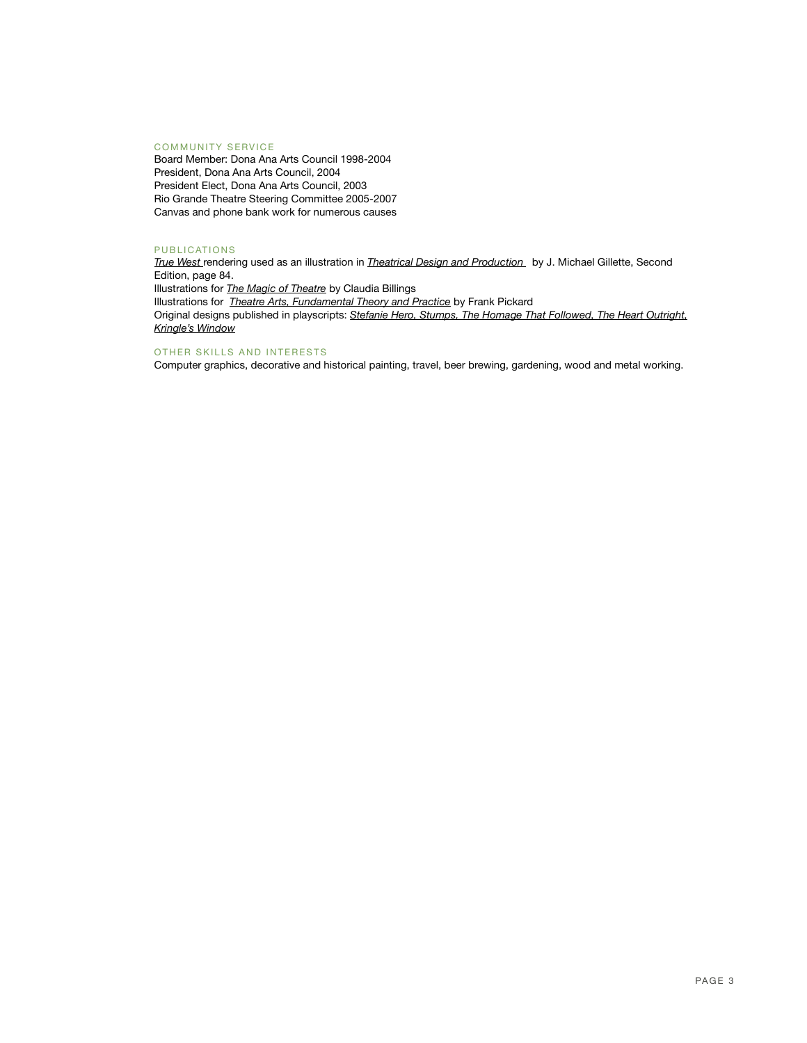## COMMUNITY SERVICE

Board Member: Dona Ana Arts Council 1998-2004
President, Dona Ana Arts Council, 2004
President Elect, Dona Ana Arts Council, 2003
Rio Grande Theatre Steering Committee 2005-2007
Canvas and phone bank work for numerous causes

## PUBLICATIONS

*True West* rendering used as an illustration in *Theatrical Design and Production* by J. Michael Gillette, Second Edition, page 84.
Illustrations for *The Magic of Theatre* by Claudia Billings
Illustrations for *Theatre Arts, Fundamental Theory and Practice* by Frank Pickard
Original designs published in playscripts: *Stefanie Hero, Stumps, The Homage That Followed, The Heart Outright, Kringle's Window*

## OTHER SKILLS AND INTERESTS

Computer graphics, decorative and historical painting, travel, beer brewing, gardening, wood and metal working.